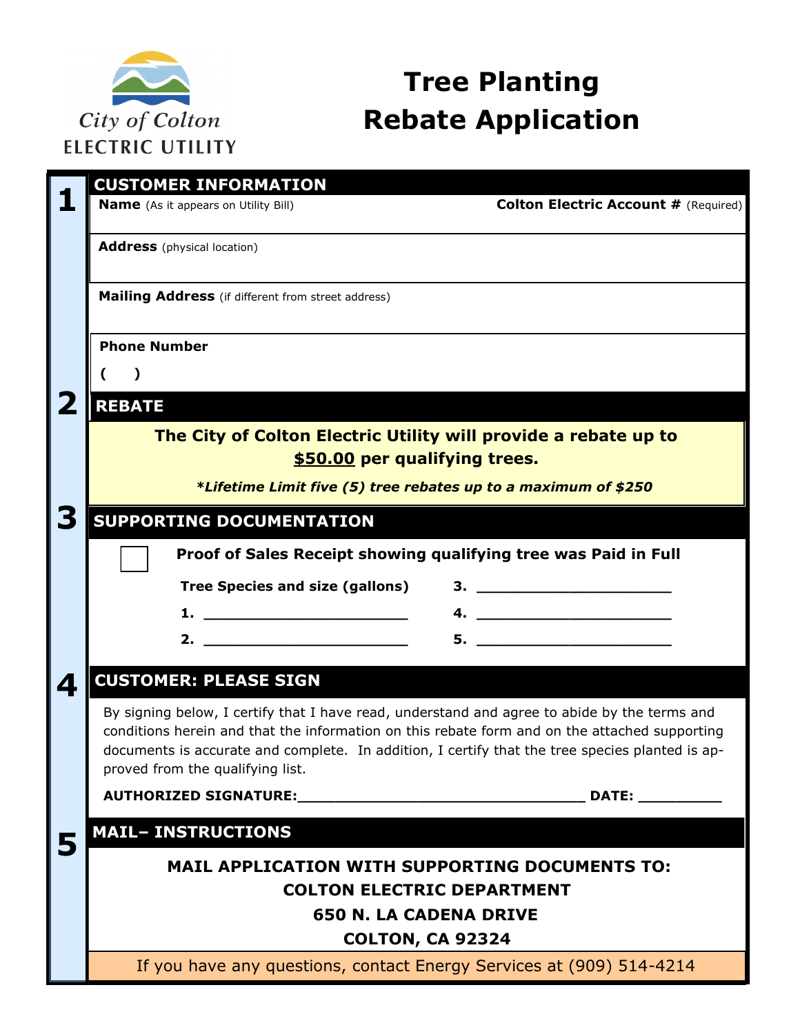City of Colton
ELECTRIC UTILITY

# Tree Planting Rebate Application

## 1 CUSTOMER INFORMATION

**Name** (As it appears on Utility Bill) **Colton Electric Account #** (Required)

**Address** (physical location)

**Mailing Address** (if different from street address)

**Phone Number**

( )

## 2 REBATE

**The City of Colton Electric Utility will provide a rebate up to $50.00 per qualifying trees.**

***Lifetime Limit five (5) tree rebates up to a maximum of $250***

## 3 SUPPORTING DOCUMENTATION

☐ **Proof of Sales Receipt showing qualifying tree was Paid in Full**

**Tree Species and size (gallons)**

**1.** ______________________

**2.** ______________________

**3.** ______________________

**4.** ______________________

**5.** ______________________

## 4 CUSTOMER: PLEASE SIGN

By signing below, I certify that I have read, understand and agree to abide by the terms and conditions herein and that the information on this rebate form and on the attached supporting documents is accurate and complete. In addition, I certify that the tree species planted is approved from the qualifying list.

**AUTHORIZED SIGNATURE:**______________________________ **DATE:** __________

## 5 MAIL– INSTRUCTIONS

**MAIL APPLICATION WITH SUPPORTING DOCUMENTS TO:**
**COLTON ELECTRIC DEPARTMENT**
**650 N. LA CADENA DRIVE**
**COLTON, CA 92324**

If you have any questions, contact Energy Services at (909) 514-4214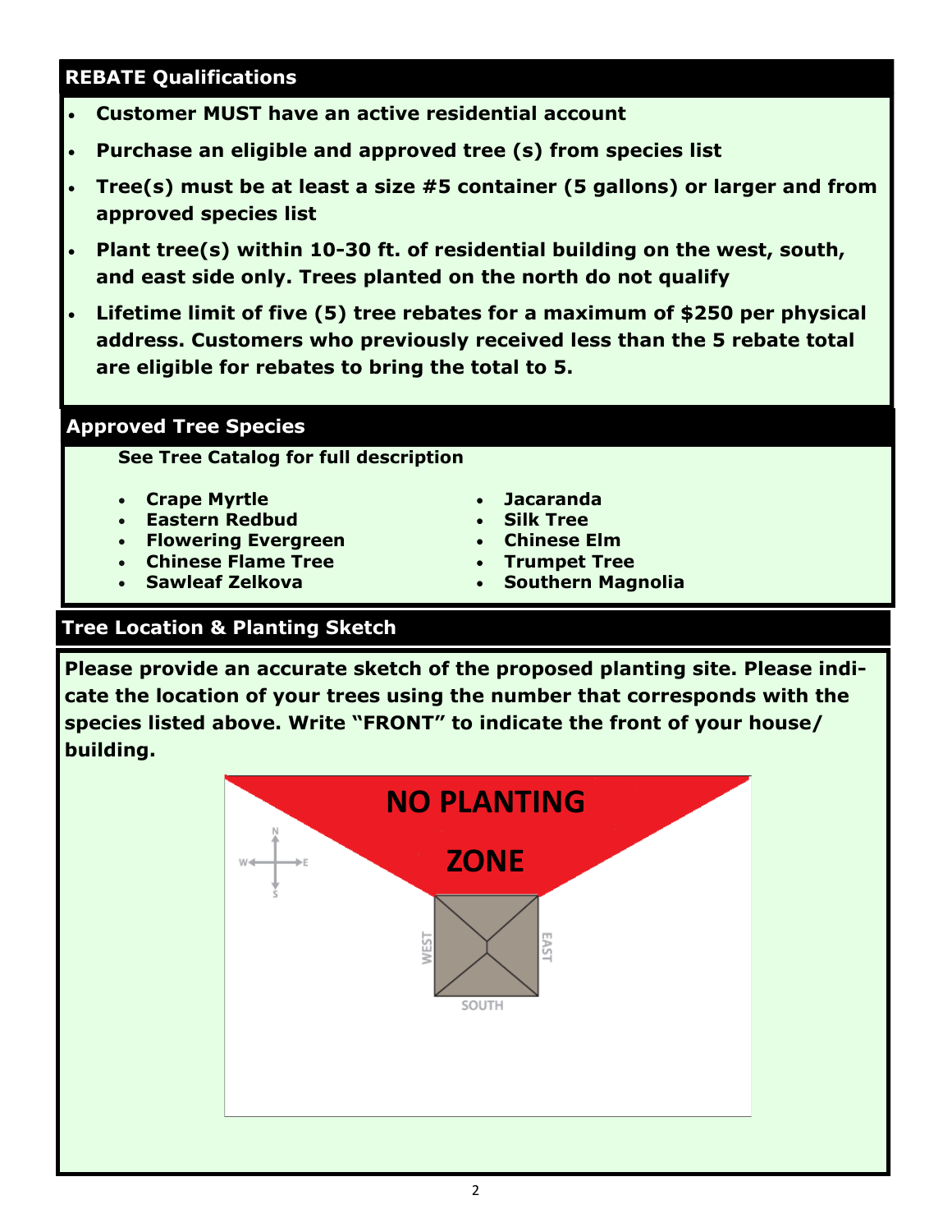## REBATE Qualifications

- **Customer MUST have an active residential account**
- **Purchase an eligible and approved tree (s) from species list**
- **Tree(s) must be at least a size #5 container (5 gallons) or larger and from approved species list**
- **Plant tree(s) within 10-30 ft. of residential building on the west, south, and east side only. Trees planted on the north do not qualify**
- **Lifetime limit of five (5) tree rebates for a maximum of $250 per physical address. Customers who previously received less than the 5 rebate total are eligible for rebates to bring the total to 5.**

## Approved Tree Species

**See Tree Catalog for full description**

- **Crape Myrtle**
- **Eastern Redbud**
- **Flowering Evergreen**
- **Chinese Flame Tree**
- **Sawleaf Zelkova**
- **Jacaranda**
- **Silk Tree**
- **Chinese Elm**
- **Trumpet Tree**
- **Southern Magnolia**

## Tree Location & Planting Sketch

**Please provide an accurate sketch of the proposed planting site. Please indicate the location of your trees using the number that corresponds with the species listed above. Write "FRONT" to indicate the front of your house/ building.**

NO PLANTING ZONE

N W E S

WEST EAST SOUTH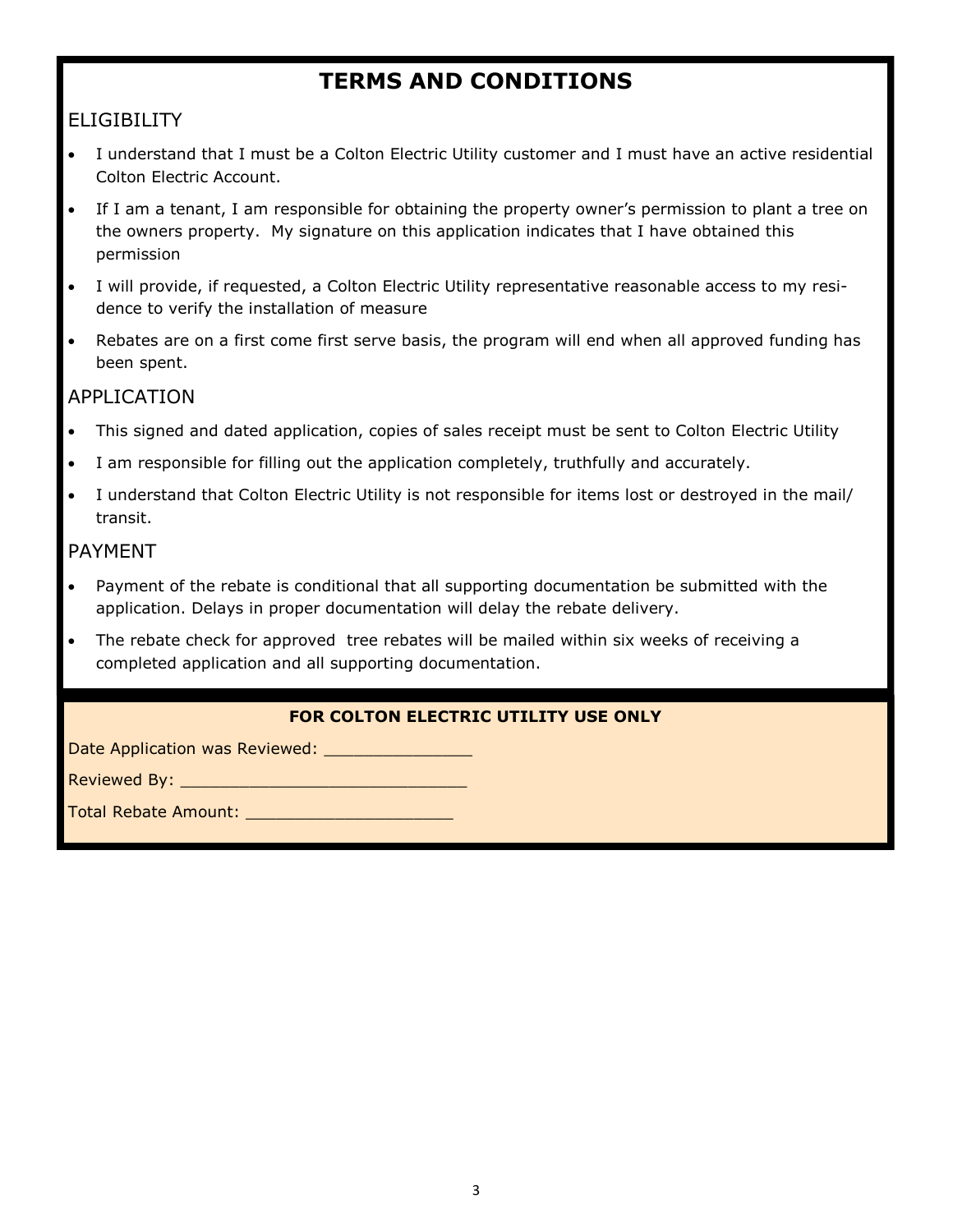# TERMS AND CONDITIONS

## ELIGIBILITY

- I understand that I must be a Colton Electric Utility customer and I must have an active residential Colton Electric Account.
- If I am a tenant, I am responsible for obtaining the property owner's permission to plant a tree on the owners property. My signature on this application indicates that I have obtained this permission
- I will provide, if requested, a Colton Electric Utility representative reasonable access to my residence to verify the installation of measure
- Rebates are on a first come first serve basis, the program will end when all approved funding has been spent.

## APPLICATION

- This signed and dated application, copies of sales receipt must be sent to Colton Electric Utility
- I am responsible for filling out the application completely, truthfully and accurately.
- I understand that Colton Electric Utility is not responsible for items lost or destroyed in the mail/ transit.

## PAYMENT

- Payment of the rebate is conditional that all supporting documentation be submitted with the application. Delays in proper documentation will delay the rebate delivery.
- The rebate check for approved tree rebates will be mailed within six weeks of receiving a completed application and all supporting documentation.

**FOR COLTON ELECTRIC UTILITY USE ONLY**

Date Application was Reviewed: _______________

Reviewed By: _____________________________

Total Rebate Amount: _____________________